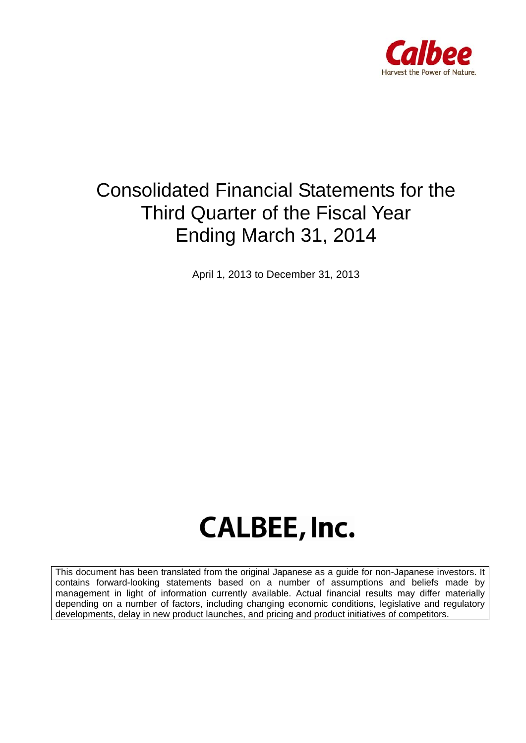Calbee

Harvest the Power of Nature.

# Consolidated Financial Statements for the Third Quarter of the Fiscal Year Ending March 31, 2014

April 1, 2013 to December 31, 2013

**CALBEE, Inc.**

This document has been translated from the original Japanese as a guide for non-Japanese investors. It contains forward-looking statements based on a number of assumptions and beliefs made by management in light of information currently available. Actual financial results may differ materially depending on a number of factors, including changing economic conditions, legislative and regulatory developments, delay in new product launches, and pricing and product initiatives of competitors.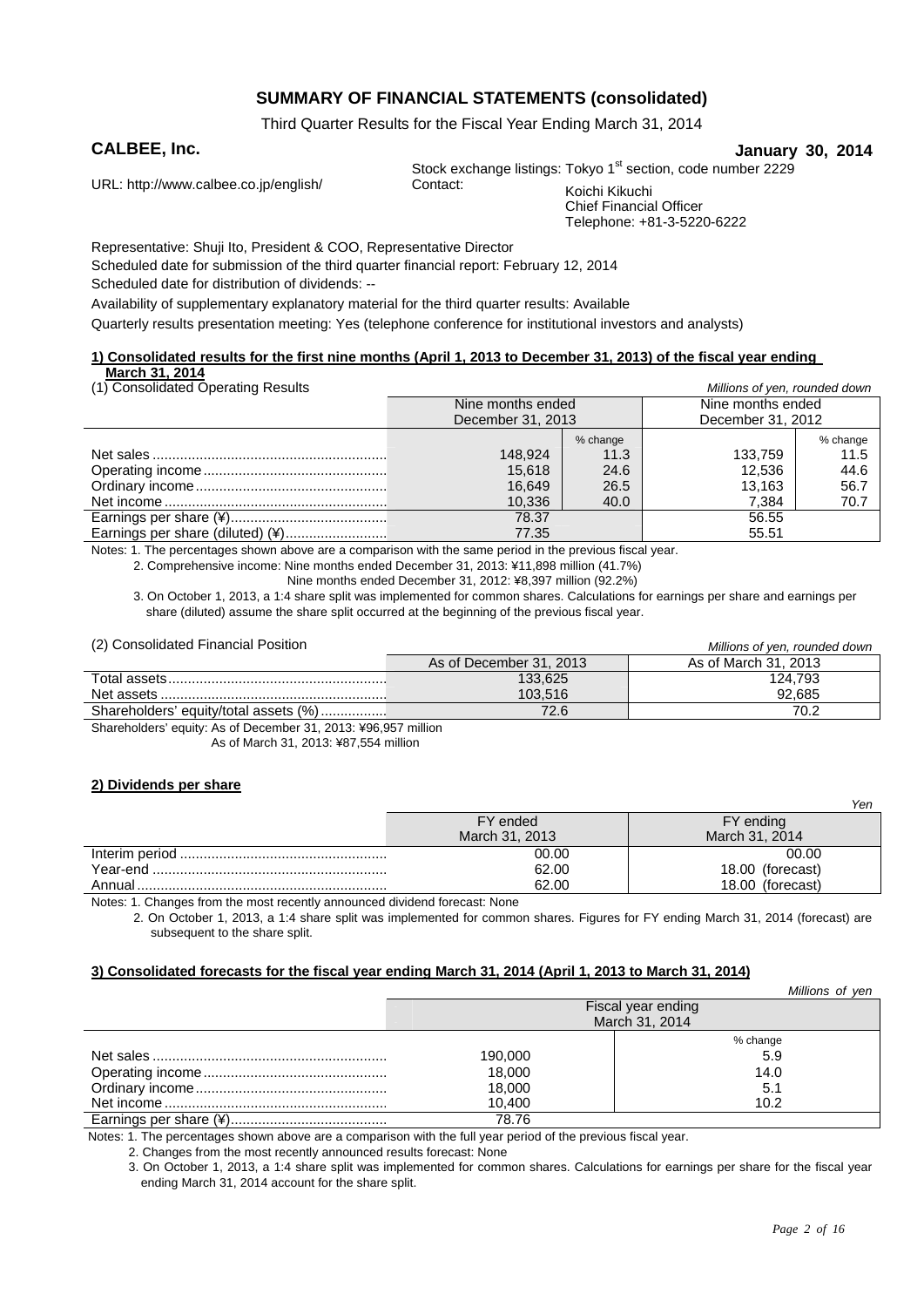# SUMMARY OF FINANCIAL STATEMENTS (consolidated)

Third Quarter Results for the Fiscal Year Ending March 31, 2014

**CALBEE, Inc.** **January 30, 2014**

Stock exchange listings: Tokyo 1st section, code number 2229

URL: http://www.calbee.co.jp/english/

Contact: Koichi Kikuchi
Chief Financial Officer
Telephone: +81-3-5220-6222

Representative: Shuji Ito, President & COO, Representative Director

Scheduled date for submission of the third quarter financial report: February 12, 2014

Scheduled date for distribution of dividends: --

Availability of supplementary explanatory material for the third quarter results: Available

Quarterly results presentation meeting: Yes (telephone conference for institutional investors and analysts)

## 1) Consolidated results for the first nine months (April 1, 2013 to December 31, 2013) of the fiscal year ending March 31, 2014

(1) Consolidated Operating Results

*Millions of yen, rounded down*

| | Nine months ended December 31, 2013 | | Nine months ended December 31, 2012 | |
|---|---|---|---|---|
| | | % change | | % change |
| Net sales | 148,924 | 11.3 | 133,759 | 11.5 |
| Operating income | 15,618 | 24.6 | 12,536 | 44.6 |
| Ordinary income | 16,649 | 26.5 | 13,163 | 56.7 |
| Net income | 10,336 | 40.0 | 7,384 | 70.7 |
| Earnings per share (¥) | 78.37 | | 56.55 | |
| Earnings per share (diluted) (¥) | 77.35 | | 55.51 | |

Notes: 1. The percentages shown above are a comparison with the same period in the previous fiscal year.

2. Comprehensive income: Nine months ended December 31, 2013: ¥11,898 million (41.7%)
Nine months ended December 31, 2012: ¥8,397 million (92.2%)

3. On October 1, 2013, a 1:4 share split was implemented for common shares. Calculations for earnings per share and earnings per share (diluted) assume the share split occurred at the beginning of the previous fiscal year.

(2) Consolidated Financial Position

*Millions of yen, rounded down*

| | As of December 31, 2013 | As of March 31, 2013 |
|---|---|---|
| Total assets | 133,625 | 124,793 |
| Net assets | 103,516 | 92,685 |
| Shareholders' equity/total assets (%) | 72.6 | 70.2 |

Shareholders' equity: As of December 31, 2013: ¥96,957 million
As of March 31, 2013: ¥87,554 million

## 2) Dividends per share

*Yen*

| | FY ended March 31, 2013 | FY ending March 31, 2014 |
|---|---|---|
| Interim period | 00.00 | 00.00 |
| Year-end | 62.00 | 18.00 (forecast) |
| Annual | 62.00 | 18.00 (forecast) |

Notes: 1. Changes from the most recently announced dividend forecast: None

2. On October 1, 2013, a 1:4 share split was implemented for common shares. Figures for FY ending March 31, 2014 (forecast) are subsequent to the share split.

## 3) Consolidated forecasts for the fiscal year ending March 31, 2014 (April 1, 2013 to March 31, 2014)

*Millions of yen*

| | Fiscal year ending March 31, 2014 | |
|---|---|---|
| | | % change |
| Net sales | 190,000 | 5.9 |
| Operating income | 18,000 | 14.0 |
| Ordinary income | 18,000 | 5.1 |
| Net income | 10,400 | 10.2 |
| Earnings per share (¥) | 78.76 | |

Notes: 1. The percentages shown above are a comparison with the full year period of the previous fiscal year.

2. Changes from the most recently announced results forecast: None

3. On October 1, 2013, a 1:4 share split was implemented for common shares. Calculations for earnings per share for the fiscal year ending March 31, 2014 account for the share split.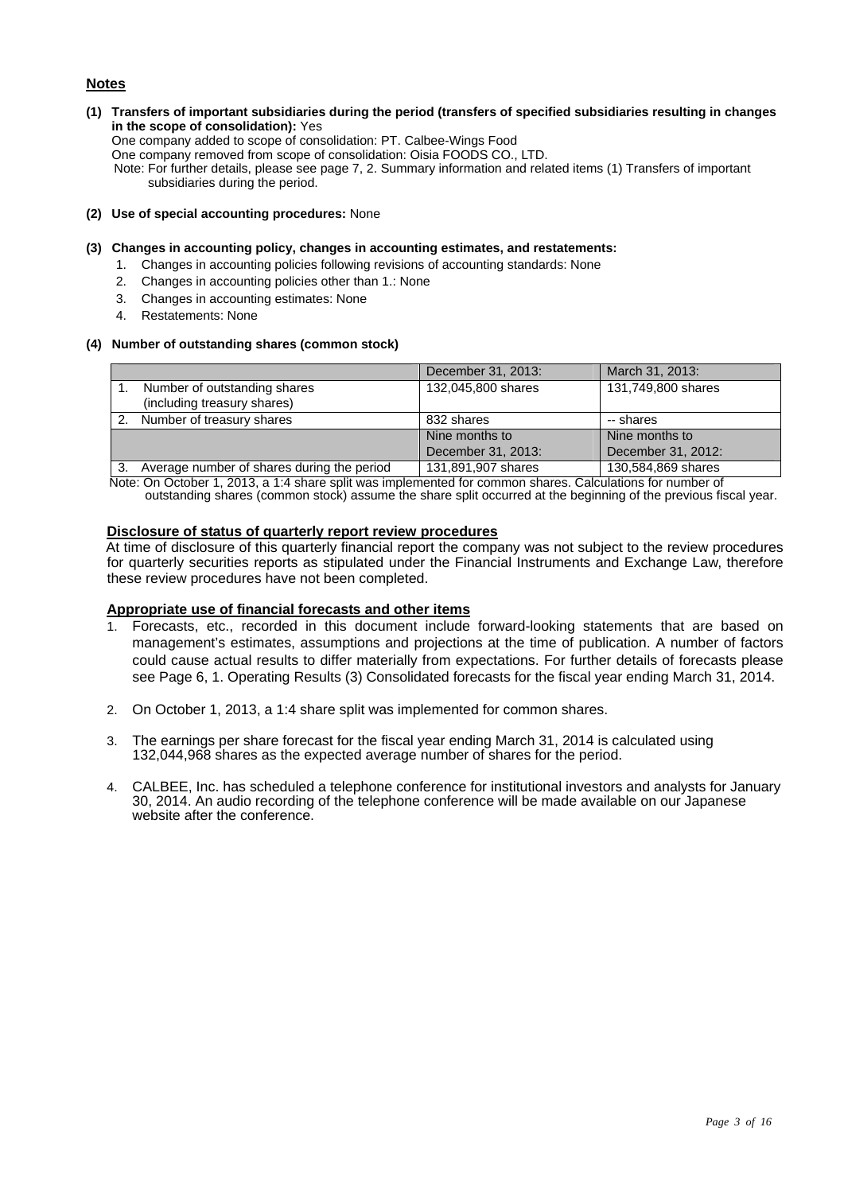## Notes

**(1) Transfers of important subsidiaries during the period (transfers of specified subsidiaries resulting in changes in the scope of consolidation):** Yes

One company added to scope of consolidation: PT. Calbee-Wings Food
One company removed from scope of consolidation: Oisia FOODS CO., LTD.
Note: For further details, please see page 7, 2. Summary information and related items (1) Transfers of important subsidiaries during the period.

**(2) Use of special accounting procedures:** None

**(3) Changes in accounting policy, changes in accounting estimates, and restatements:**

1. Changes in accounting policies following revisions of accounting standards: None
2. Changes in accounting policies other than 1.: None
3. Changes in accounting estimates: None
4. Restatements: None

**(4) Number of outstanding shares (common stock)**

| | December 31, 2013: | March 31, 2013: |
|---|---|---|
| 1. Number of outstanding shares (including treasury shares) | 132,045,800 shares | 131,749,800 shares |
| 2. Number of treasury shares | 832 shares | -- shares |
| | Nine months to December 31, 2013: | Nine months to December 31, 2012: |
| 3. Average number of shares during the period | 131,891,907 shares | 130,584,869 shares |

Note: On October 1, 2013, a 1:4 share split was implemented for common shares. Calculations for number of outstanding shares (common stock) assume the share split occurred at the beginning of the previous fiscal year.

**Disclosure of status of quarterly report review procedures**

At time of disclosure of this quarterly financial report the company was not subject to the review procedures for quarterly securities reports as stipulated under the Financial Instruments and Exchange Law, therefore these review procedures have not been completed.

**Appropriate use of financial forecasts and other items**

1. Forecasts, etc., recorded in this document include forward-looking statements that are based on management's estimates, assumptions and projections at the time of publication. A number of factors could cause actual results to differ materially from expectations. For further details of forecasts please see Page 6, 1. Operating Results (3) Consolidated forecasts for the fiscal year ending March 31, 2014.

2. On October 1, 2013, a 1:4 share split was implemented for common shares.

3. The earnings per share forecast for the fiscal year ending March 31, 2014 is calculated using 132,044,968 shares as the expected average number of shares for the period.

4. CALBEE, Inc. has scheduled a telephone conference for institutional investors and analysts for January 30, 2014. An audio recording of the telephone conference will be made available on our Japanese website after the conference.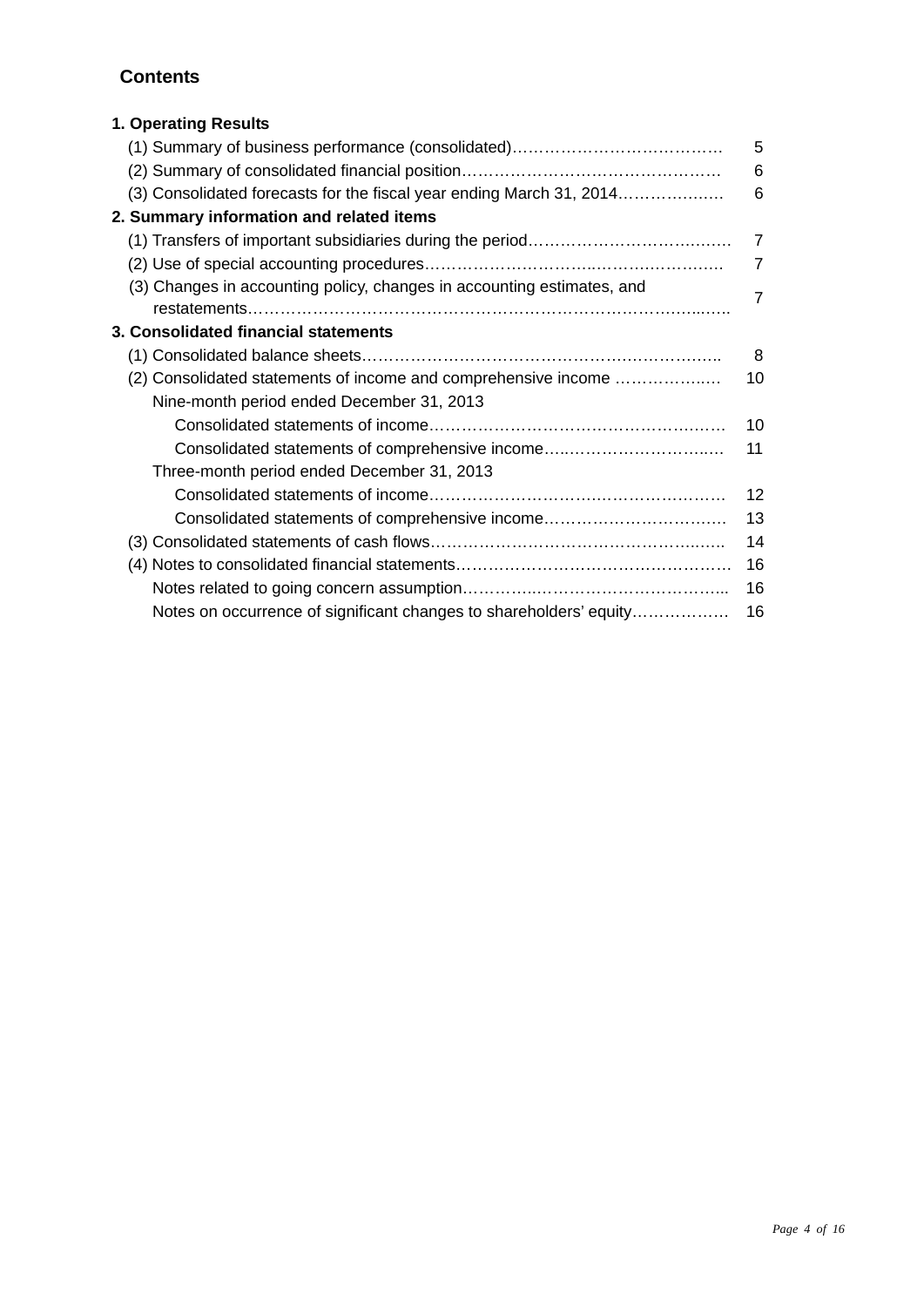## Contents

**1. Operating Results**

| | |
|---|---|
| (1) Summary of business performance (consolidated) | 5 |
| (2) Summary of consolidated financial position | 6 |
| (3) Consolidated forecasts for the fiscal year ending March 31, 2014 | 6 |
| **2. Summary information and related items** | |
| (1) Transfers of important subsidiaries during the period | 7 |
| (2) Use of special accounting procedures | 7 |
| (3) Changes in accounting policy, changes in accounting estimates, and restatements | 7 |
| **3. Consolidated financial statements** | |
| (1) Consolidated balance sheets | 8 |
| (2) Consolidated statements of income and comprehensive income | 10 |
| Nine-month period ended December 31, 2013 | |
| Consolidated statements of income | 10 |
| Consolidated statements of comprehensive income | 11 |
| Three-month period ended December 31, 2013 | |
| Consolidated statements of income | 12 |
| Consolidated statements of comprehensive income | 13 |
| (3) Consolidated statements of cash flows | 14 |
| (4) Notes to consolidated financial statements | 16 |
| Notes related to going concern assumption | 16 |
| Notes on occurrence of significant changes to shareholders' equity | 16 |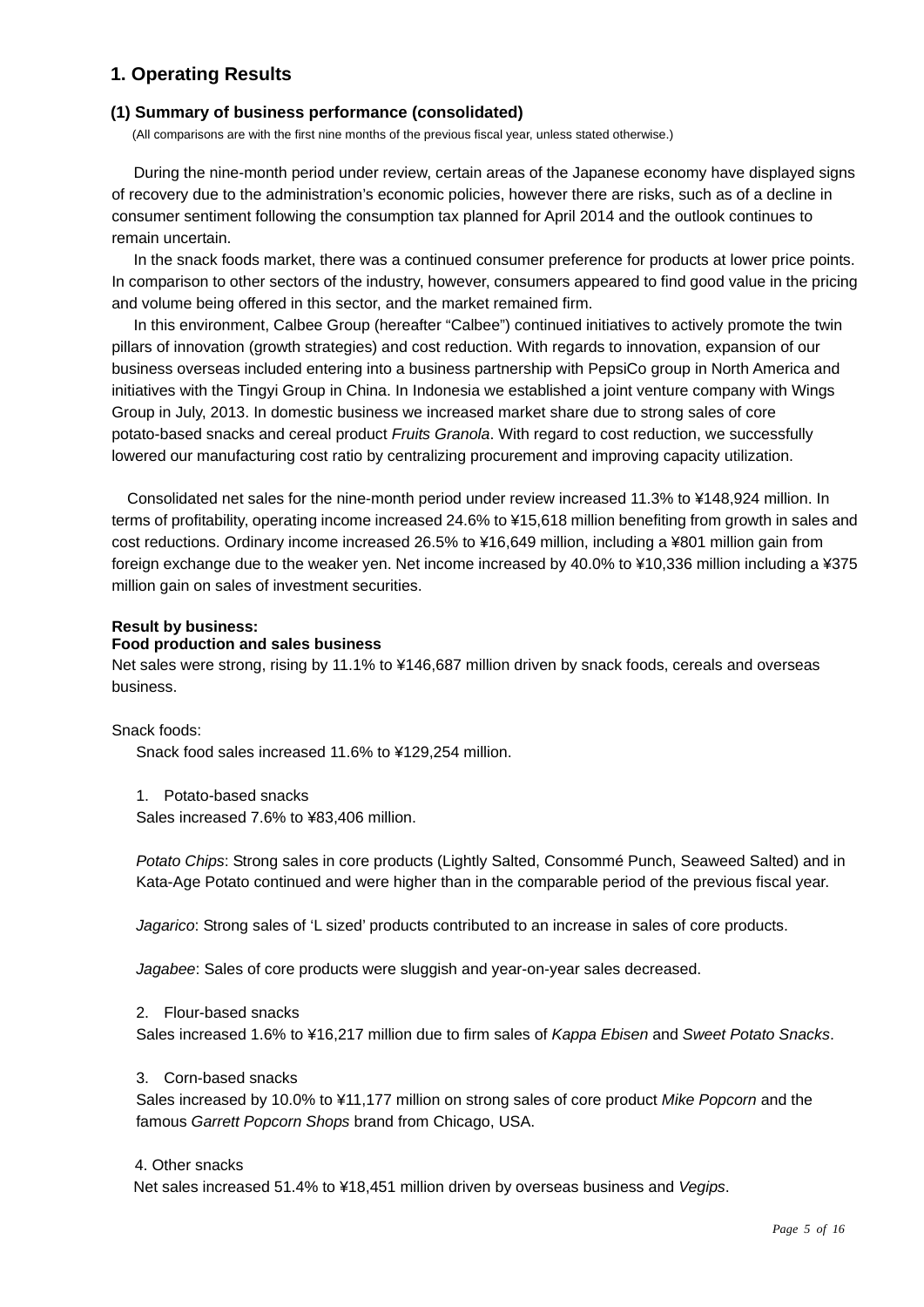## 1. Operating Results

### (1) Summary of business performance (consolidated)

(All comparisons are with the first nine months of the previous fiscal year, unless stated otherwise.)

During the nine-month period under review, certain areas of the Japanese economy have displayed signs of recovery due to the administration's economic policies, however there are risks, such as of a decline in consumer sentiment following the consumption tax planned for April 2014 and the outlook continues to remain uncertain.

In the snack foods market, there was a continued consumer preference for products at lower price points. In comparison to other sectors of the industry, however, consumers appeared to find good value in the pricing and volume being offered in this sector, and the market remained firm.

In this environment, Calbee Group (hereafter "Calbee") continued initiatives to actively promote the twin pillars of innovation (growth strategies) and cost reduction. With regards to innovation, expansion of our business overseas included entering into a business partnership with PepsiCo group in North America and initiatives with the Tingyi Group in China. In Indonesia we established a joint venture company with Wings Group in July, 2013. In domestic business we increased market share due to strong sales of core potato-based snacks and cereal product *Fruits Granola*. With regard to cost reduction, we successfully lowered our manufacturing cost ratio by centralizing procurement and improving capacity utilization.

Consolidated net sales for the nine-month period under review increased 11.3% to ¥148,924 million. In terms of profitability, operating income increased 24.6% to ¥15,618 million benefiting from growth in sales and cost reductions. Ordinary income increased 26.5% to ¥16,649 million, including a ¥801 million gain from foreign exchange due to the weaker yen. Net income increased by 40.0% to ¥10,336 million including a ¥375 million gain on sales of investment securities.

**Result by business:**
**Food production and sales business**

Net sales were strong, rising by 11.1% to ¥146,687 million driven by snack foods, cereals and overseas business.

Snack foods:

Snack food sales increased 11.6% to ¥129,254 million.

1. Potato-based snacks

Sales increased 7.6% to ¥83,406 million.

*Potato Chips*: Strong sales in core products (Lightly Salted, Consommé Punch, Seaweed Salted) and in Kata-Age Potato continued and were higher than in the comparable period of the previous fiscal year.

*Jagarico*: Strong sales of 'L sized' products contributed to an increase in sales of core products.

*Jagabee*: Sales of core products were sluggish and year-on-year sales decreased.

2. Flour-based snacks

Sales increased 1.6% to ¥16,217 million due to firm sales of *Kappa Ebisen* and *Sweet Potato Snacks*.

3. Corn-based snacks

Sales increased by 10.0% to ¥11,177 million on strong sales of core product *Mike Popcorn* and the famous *Garrett Popcorn Shops* brand from Chicago, USA.

4. Other snacks

Net sales increased 51.4% to ¥18,451 million driven by overseas business and *Vegips*.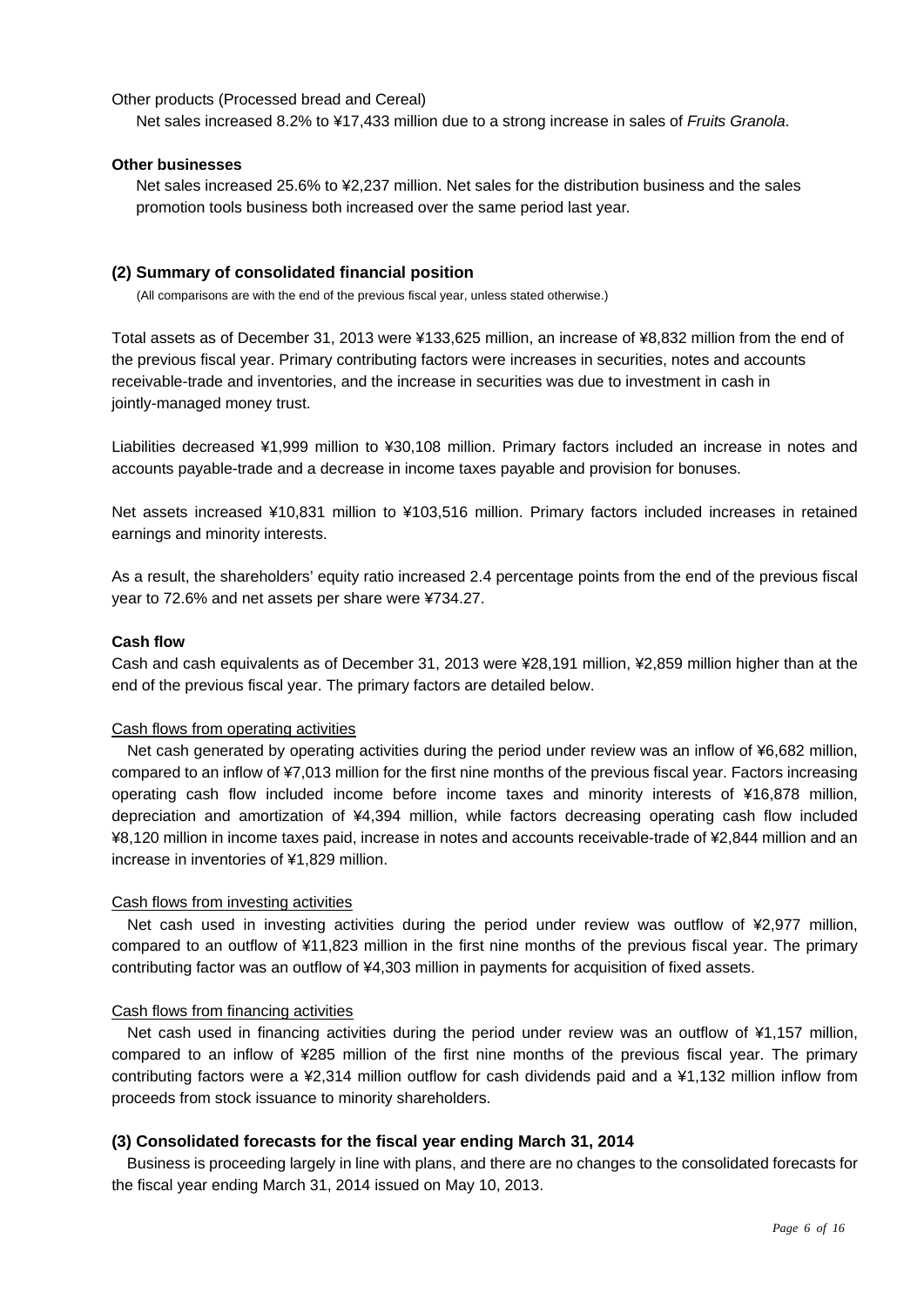Other products (Processed bread and Cereal)

Net sales increased 8.2% to ¥17,433 million due to a strong increase in sales of *Fruits Granola*.

**Other businesses**

Net sales increased 25.6% to ¥2,237 million. Net sales for the distribution business and the sales promotion tools business both increased over the same period last year.

### (2) Summary of consolidated financial position

(All comparisons are with the end of the previous fiscal year, unless stated otherwise.)

Total assets as of December 31, 2013 were ¥133,625 million, an increase of ¥8,832 million from the end of the previous fiscal year. Primary contributing factors were increases in securities, notes and accounts receivable-trade and inventories, and the increase in securities was due to investment in cash in jointly-managed money trust.

Liabilities decreased ¥1,999 million to ¥30,108 million. Primary factors included an increase in notes and accounts payable-trade and a decrease in income taxes payable and provision for bonuses.

Net assets increased ¥10,831 million to ¥103,516 million. Primary factors included increases in retained earnings and minority interests.

As a result, the shareholders' equity ratio increased 2.4 percentage points from the end of the previous fiscal year to 72.6% and net assets per share were ¥734.27.

**Cash flow**

Cash and cash equivalents as of December 31, 2013 were ¥28,191 million, ¥2,859 million higher than at the end of the previous fiscal year. The primary factors are detailed below.

Cash flows from operating activities

Net cash generated by operating activities during the period under review was an inflow of ¥6,682 million, compared to an inflow of ¥7,013 million for the first nine months of the previous fiscal year. Factors increasing operating cash flow included income before income taxes and minority interests of ¥16,878 million, depreciation and amortization of ¥4,394 million, while factors decreasing operating cash flow included ¥8,120 million in income taxes paid, increase in notes and accounts receivable-trade of ¥2,844 million and an increase in inventories of ¥1,829 million.

Cash flows from investing activities

Net cash used in investing activities during the period under review was outflow of ¥2,977 million, compared to an outflow of ¥11,823 million in the first nine months of the previous fiscal year. The primary contributing factor was an outflow of ¥4,303 million in payments for acquisition of fixed assets.

Cash flows from financing activities

Net cash used in financing activities during the period under review was an outflow of ¥1,157 million, compared to an inflow of ¥285 million of the first nine months of the previous fiscal year. The primary contributing factors were a ¥2,314 million outflow for cash dividends paid and a ¥1,132 million inflow from proceeds from stock issuance to minority shareholders.

### (3) Consolidated forecasts for the fiscal year ending March 31, 2014

Business is proceeding largely in line with plans, and there are no changes to the consolidated forecasts for the fiscal year ending March 31, 2014 issued on May 10, 2013.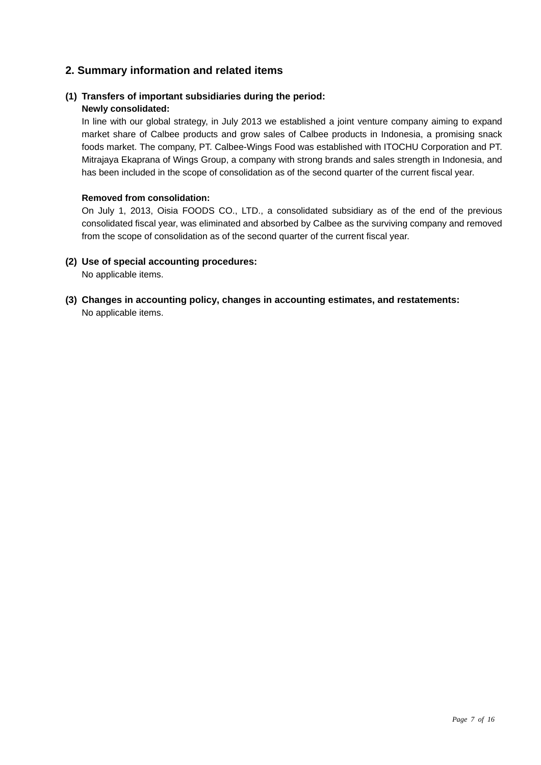## 2. Summary information and related items

### (1) Transfers of important subsidiaries during the period:

**Newly consolidated:**

In line with our global strategy, in July 2013 we established a joint venture company aiming to expand market share of Calbee products and grow sales of Calbee products in Indonesia, a promising snack foods market. The company, PT. Calbee-Wings Food was established with ITOCHU Corporation and PT. Mitrajaya Ekaprana of Wings Group, a company with strong brands and sales strength in Indonesia, and has been included in the scope of consolidation as of the second quarter of the current fiscal year.

**Removed from consolidation:**

On July 1, 2013, Oisia FOODS CO., LTD., a consolidated subsidiary as of the end of the previous consolidated fiscal year, was eliminated and absorbed by Calbee as the surviving company and removed from the scope of consolidation as of the second quarter of the current fiscal year.

### (2) Use of special accounting procedures:

No applicable items.

### (3) Changes in accounting policy, changes in accounting estimates, and restatements:

No applicable items.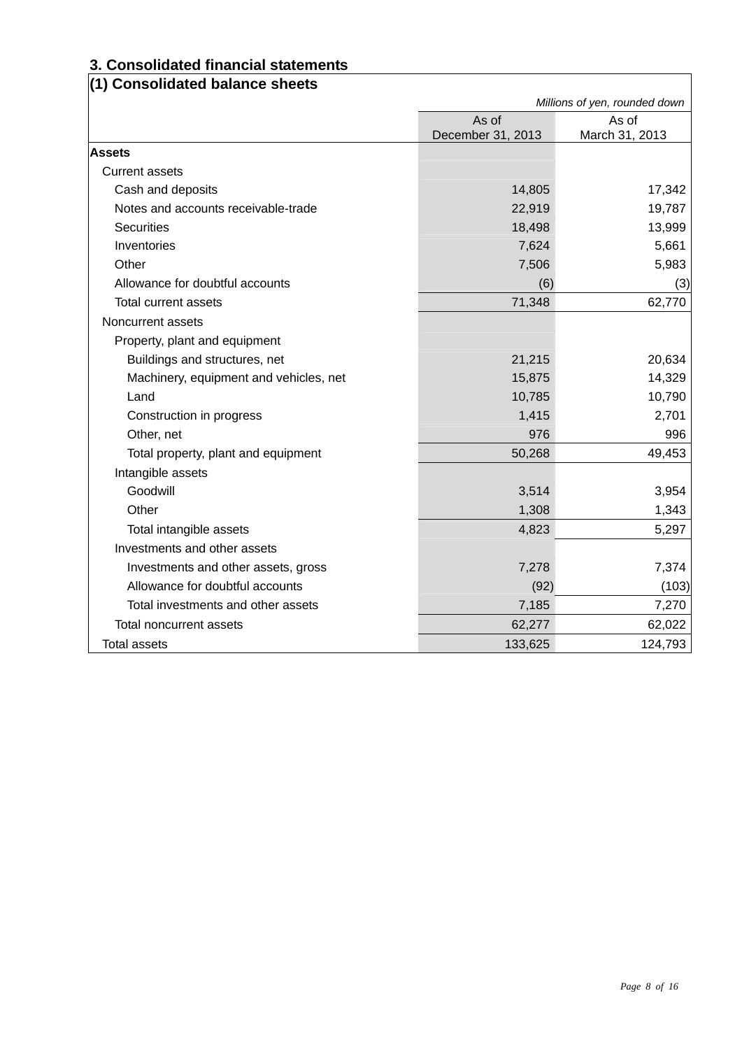## 3. Consolidated financial statements

### (1) Consolidated balance sheets

*Millions of yen, rounded down*

| | As of December 31, 2013 | As of March 31, 2013 |
|---|---|---|
| **Assets** | | |
| Current assets | | |
| Cash and deposits | 14,805 | 17,342 |
| Notes and accounts receivable-trade | 22,919 | 19,787 |
| Securities | 18,498 | 13,999 |
| Inventories | 7,624 | 5,661 |
| Other | 7,506 | 5,983 |
| Allowance for doubtful accounts | (6) | (3) |
| Total current assets | 71,348 | 62,770 |
| Noncurrent assets | | |
| Property, plant and equipment | | |
| Buildings and structures, net | 21,215 | 20,634 |
| Machinery, equipment and vehicles, net | 15,875 | 14,329 |
| Land | 10,785 | 10,790 |
| Construction in progress | 1,415 | 2,701 |
| Other, net | 976 | 996 |
| Total property, plant and equipment | 50,268 | 49,453 |
| Intangible assets | | |
| Goodwill | 3,514 | 3,954 |
| Other | 1,308 | 1,343 |
| Total intangible assets | 4,823 | 5,297 |
| Investments and other assets | | |
| Investments and other assets, gross | 7,278 | 7,374 |
| Allowance for doubtful accounts | (92) | (103) |
| Total investments and other assets | 7,185 | 7,270 |
| Total noncurrent assets | 62,277 | 62,022 |
| Total assets | 133,625 | 124,793 |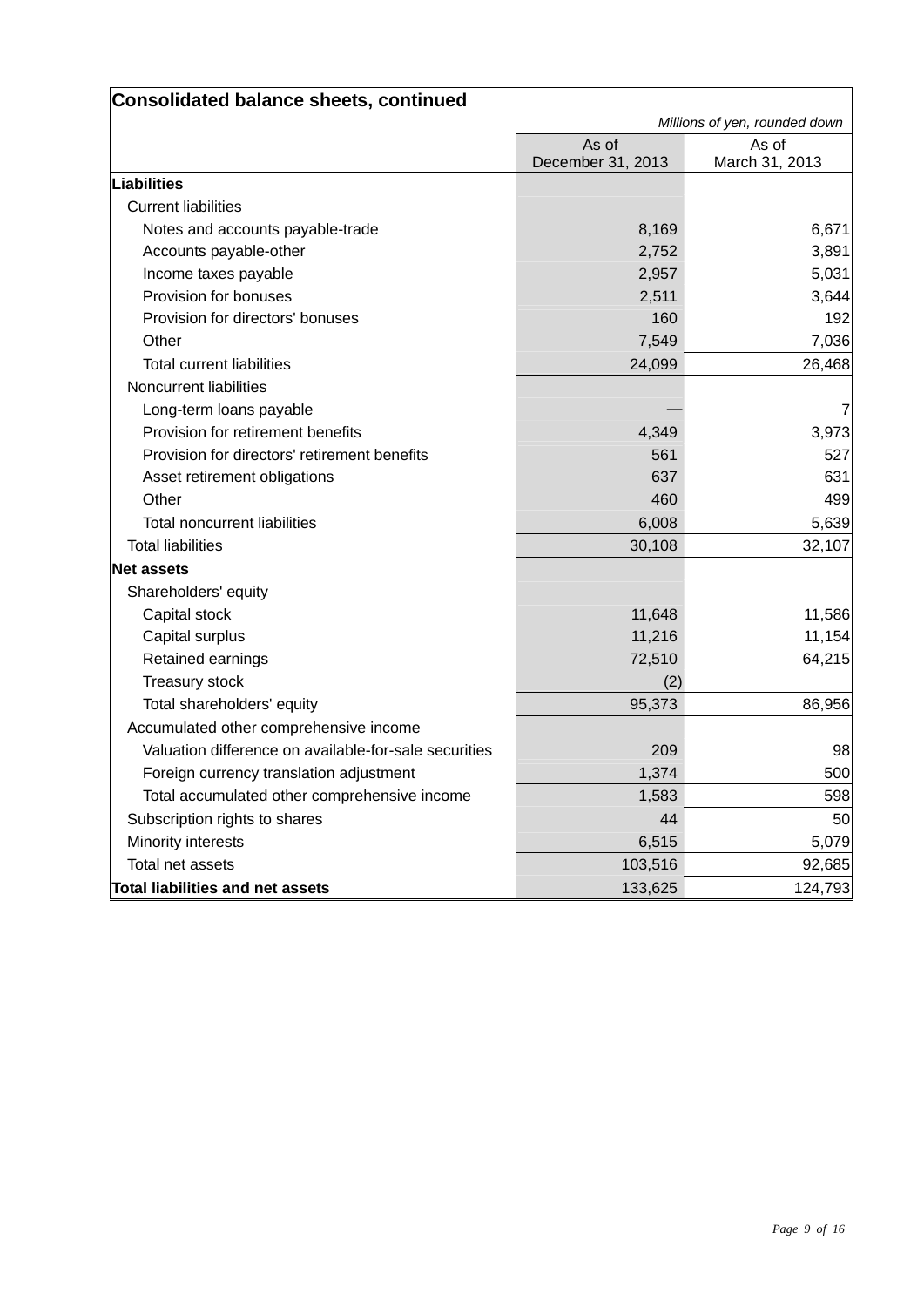## Consolidated balance sheets, continued

*Millions of yen, rounded down*

| | As of December 31, 2013 | As of March 31, 2013 |
|---|---|---|
| **Liabilities** | | |
| Current liabilities | | |
| Notes and accounts payable-trade | 8,169 | 6,671 |
| Accounts payable-other | 2,752 | 3,891 |
| Income taxes payable | 2,957 | 5,031 |
| Provision for bonuses | 2,511 | 3,644 |
| Provision for directors' bonuses | 160 | 192 |
| Other | 7,549 | 7,036 |
| Total current liabilities | 24,099 | 26,468 |
| Noncurrent liabilities | | |
| Long-term loans payable | — | 7 |
| Provision for retirement benefits | 4,349 | 3,973 |
| Provision for directors' retirement benefits | 561 | 527 |
| Asset retirement obligations | 637 | 631 |
| Other | 460 | 499 |
| Total noncurrent liabilities | 6,008 | 5,639 |
| Total liabilities | 30,108 | 32,107 |
| **Net assets** | | |
| Shareholders' equity | | |
| Capital stock | 11,648 | 11,586 |
| Capital surplus | 11,216 | 11,154 |
| Retained earnings | 72,510 | 64,215 |
| Treasury stock | (2) | — |
| Total shareholders' equity | 95,373 | 86,956 |
| Accumulated other comprehensive income | | |
| Valuation difference on available-for-sale securities | 209 | 98 |
| Foreign currency translation adjustment | 1,374 | 500 |
| Total accumulated other comprehensive income | 1,583 | 598 |
| Subscription rights to shares | 44 | 50 |
| Minority interests | 6,515 | 5,079 |
| Total net assets | 103,516 | 92,685 |
| **Total liabilities and net assets** | 133,625 | 124,793 |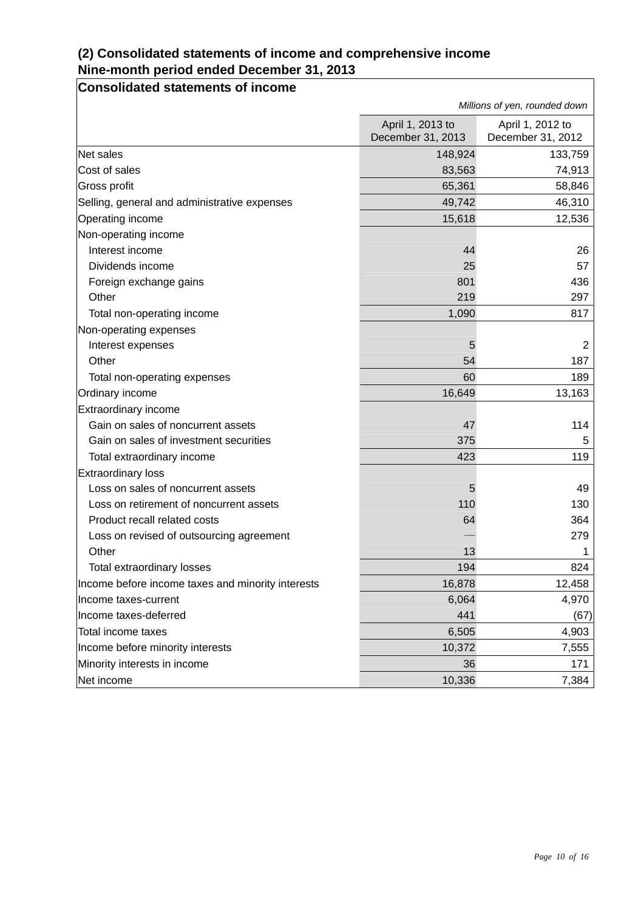## (2) Consolidated statements of income and comprehensive income
## Nine-month period ended December 31, 2013

### Consolidated statements of income

*Millions of yen, rounded down*

| | April 1, 2013 to December 31, 2013 | April 1, 2012 to December 31, 2012 |
|---|---|---|
| Net sales | 148,924 | 133,759 |
| Cost of sales | 83,563 | 74,913 |
| Gross profit | 65,361 | 58,846 |
| Selling, general and administrative expenses | 49,742 | 46,310 |
| Operating income | 15,618 | 12,536 |
| Non-operating income | | |
| Interest income | 44 | 26 |
| Dividends income | 25 | 57 |
| Foreign exchange gains | 801 | 436 |
| Other | 219 | 297 |
| Total non-operating income | 1,090 | 817 |
| Non-operating expenses | | |
| Interest expenses | 5 | 2 |
| Other | 54 | 187 |
| Total non-operating expenses | 60 | 189 |
| Ordinary income | 16,649 | 13,163 |
| Extraordinary income | | |
| Gain on sales of noncurrent assets | 47 | 114 |
| Gain on sales of investment securities | 375 | 5 |
| Total extraordinary income | 423 | 119 |
| Extraordinary loss | | |
| Loss on sales of noncurrent assets | 5 | 49 |
| Loss on retirement of noncurrent assets | 110 | 130 |
| Product recall related costs | 64 | 364 |
| Loss on revised of outsourcing agreement | — | 279 |
| Other | 13 | 1 |
| Total extraordinary losses | 194 | 824 |
| Income before income taxes and minority interests | 16,878 | 12,458 |
| Income taxes-current | 6,064 | 4,970 |
| Income taxes-deferred | 441 | (67) |
| Total income taxes | 6,505 | 4,903 |
| Income before minority interests | 10,372 | 7,555 |
| Minority interests in income | 36 | 171 |
| Net income | 10,336 | 7,384 |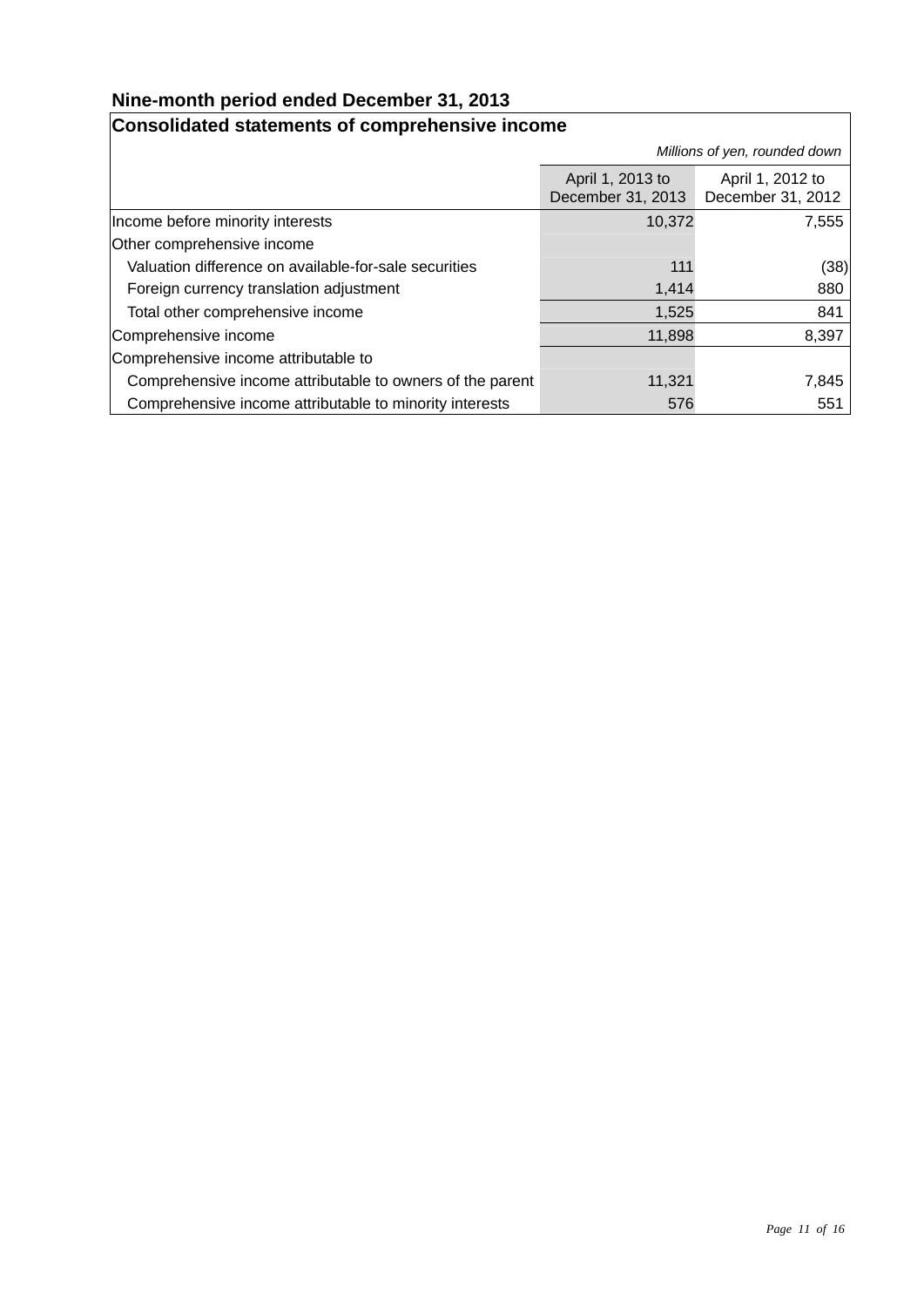## Nine-month period ended December 31, 2013

### Consolidated statements of comprehensive income

*Millions of yen, rounded down*

| | April 1, 2013 to December 31, 2013 | April 1, 2012 to December 31, 2012 |
|---|---|---|
| Income before minority interests | 10,372 | 7,555 |
| Other comprehensive income | | |
| Valuation difference on available-for-sale securities | 111 | (38) |
| Foreign currency translation adjustment | 1,414 | 880 |
| Total other comprehensive income | 1,525 | 841 |
| Comprehensive income | 11,898 | 8,397 |
| Comprehensive income attributable to | | |
| Comprehensive income attributable to owners of the parent | 11,321 | 7,845 |
| Comprehensive income attributable to minority interests | 576 | 551 |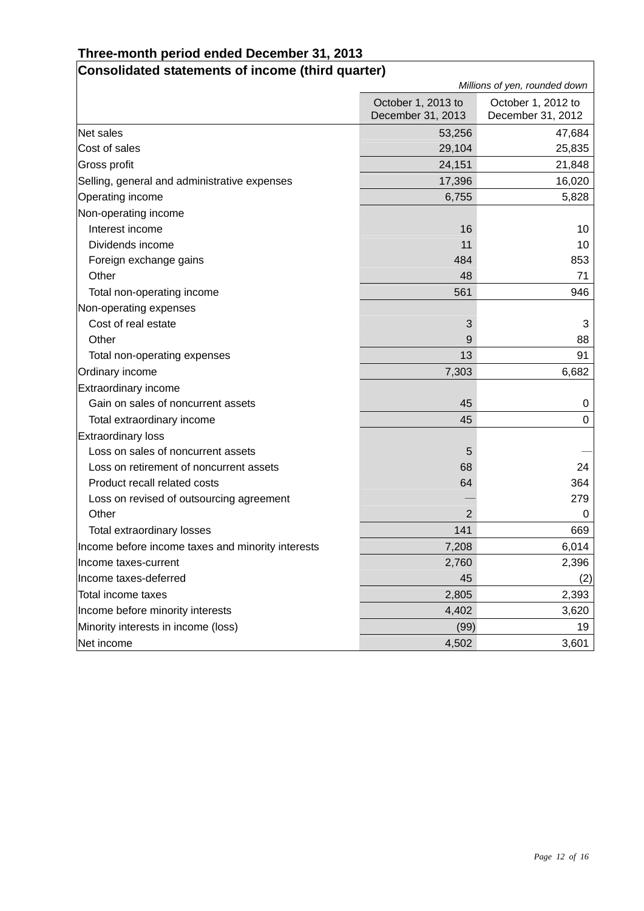### Three-month period ended December 31, 2013

**Consolidated statements of income (third quarter)**

*Millions of yen, rounded down*

| | October 1, 2013 to December 31, 2013 | October 1, 2012 to December 31, 2012 |
|---|---|---|
| Net sales | 53,256 | 47,684 |
| Cost of sales | 29,104 | 25,835 |
| Gross profit | 24,151 | 21,848 |
| Selling, general and administrative expenses | 17,396 | 16,020 |
| Operating income | 6,755 | 5,828 |
| Non-operating income | | |
| Interest income | 16 | 10 |
| Dividends income | 11 | 10 |
| Foreign exchange gains | 484 | 853 |
| Other | 48 | 71 |
| Total non-operating income | 561 | 946 |
| Non-operating expenses | | |
| Cost of real estate | 3 | 3 |
| Other | 9 | 88 |
| Total non-operating expenses | 13 | 91 |
| Ordinary income | 7,303 | 6,682 |
| Extraordinary income | | |
| Gain on sales of noncurrent assets | 45 | 0 |
| Total extraordinary income | 45 | 0 |
| Extraordinary loss | | |
| Loss on sales of noncurrent assets | 5 | — |
| Loss on retirement of noncurrent assets | 68 | 24 |
| Product recall related costs | 64 | 364 |
| Loss on revised of outsourcing agreement | — | 279 |
| Other | 2 | 0 |
| Total extraordinary losses | 141 | 669 |
| Income before income taxes and minority interests | 7,208 | 6,014 |
| Income taxes-current | 2,760 | 2,396 |
| Income taxes-deferred | 45 | (2) |
| Total income taxes | 2,805 | 2,393 |
| Income before minority interests | 4,402 | 3,620 |
| Minority interests in income (loss) | (99) | 19 |
| Net income | 4,502 | 3,601 |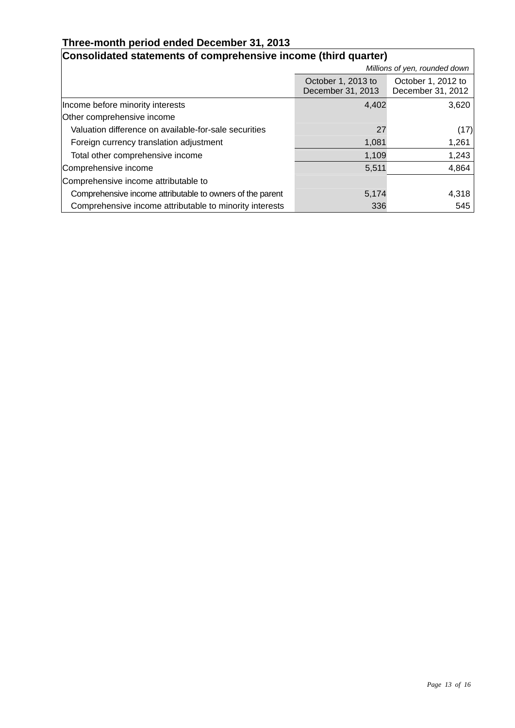## Three-month period ended December 31, 2013

### Consolidated statements of comprehensive income (third quarter)

*Millions of yen, rounded down*

| | October 1, 2013 to December 31, 2013 | October 1, 2012 to December 31, 2012 |
|---|---|---|
| Income before minority interests | 4,402 | 3,620 |
| Other comprehensive income | | |
| Valuation difference on available-for-sale securities | 27 | (17) |
| Foreign currency translation adjustment | 1,081 | 1,261 |
| Total other comprehensive income | 1,109 | 1,243 |
| Comprehensive income | 5,511 | 4,864 |
| Comprehensive income attributable to | | |
| Comprehensive income attributable to owners of the parent | 5,174 | 4,318 |
| Comprehensive income attributable to minority interests | 336 | 545 |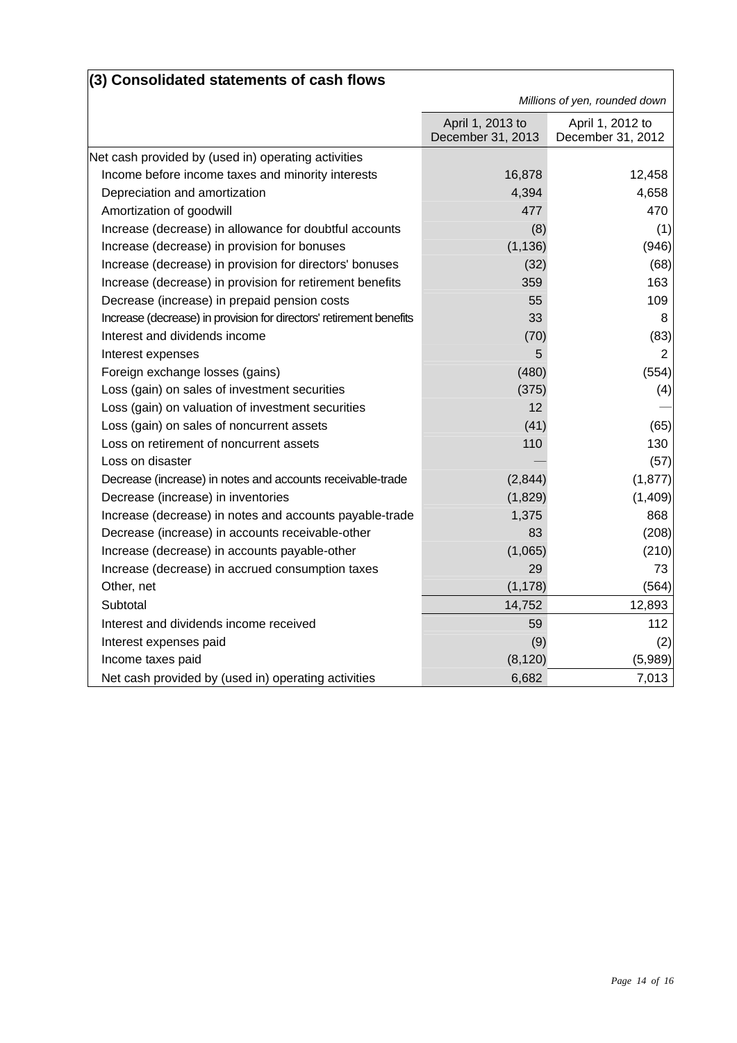### (3) Consolidated statements of cash flows

*Millions of yen, rounded down*

| | April 1, 2013 to December 31, 2013 | April 1, 2012 to December 31, 2012 |
|---|---|---|
| Net cash provided by (used in) operating activities | | |
| Income before income taxes and minority interests | 16,878 | 12,458 |
| Depreciation and amortization | 4,394 | 4,658 |
| Amortization of goodwill | 477 | 470 |
| Increase (decrease) in allowance for doubtful accounts | (8) | (1) |
| Increase (decrease) in provision for bonuses | (1,136) | (946) |
| Increase (decrease) in provision for directors' bonuses | (32) | (68) |
| Increase (decrease) in provision for retirement benefits | 359 | 163 |
| Decrease (increase) in prepaid pension costs | 55 | 109 |
| Increase (decrease) in provision for directors' retirement benefits | 33 | 8 |
| Interest and dividends income | (70) | (83) |
| Interest expenses | 5 | 2 |
| Foreign exchange losses (gains) | (480) | (554) |
| Loss (gain) on sales of investment securities | (375) | (4) |
| Loss (gain) on valuation of investment securities | 12 | — |
| Loss (gain) on sales of noncurrent assets | (41) | (65) |
| Loss on retirement of noncurrent assets | 110 | 130 |
| Loss on disaster | — | (57) |
| Decrease (increase) in notes and accounts receivable-trade | (2,844) | (1,877) |
| Decrease (increase) in inventories | (1,829) | (1,409) |
| Increase (decrease) in notes and accounts payable-trade | 1,375 | 868 |
| Decrease (increase) in accounts receivable-other | 83 | (208) |
| Increase (decrease) in accounts payable-other | (1,065) | (210) |
| Increase (decrease) in accrued consumption taxes | 29 | 73 |
| Other, net | (1,178) | (564) |
| Subtotal | 14,752 | 12,893 |
| Interest and dividends income received | 59 | 112 |
| Interest expenses paid | (9) | (2) |
| Income taxes paid | (8,120) | (5,989) |
| Net cash provided by (used in) operating activities | 6,682 | 7,013 |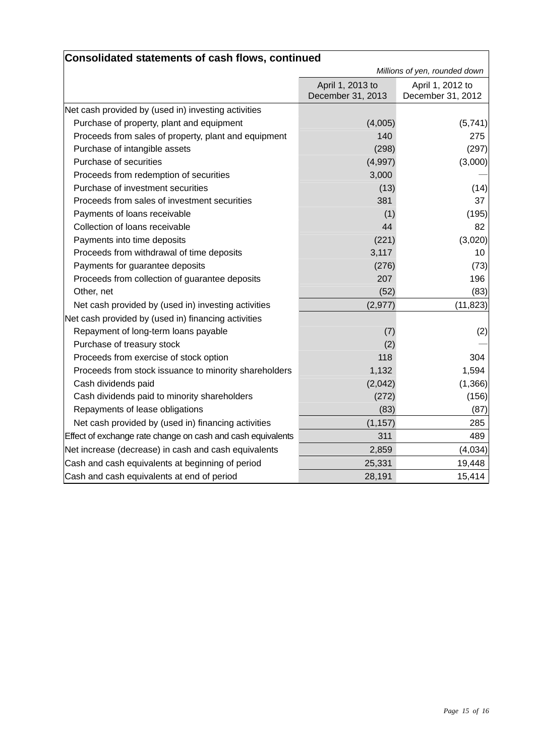## Consolidated statements of cash flows, continued

*Millions of yen, rounded down*

| | April 1, 2013 to December 31, 2013 | April 1, 2012 to December 31, 2012 |
|---|---|---|
| Net cash provided by (used in) investing activities | | |
| Purchase of property, plant and equipment | (4,005) | (5,741) |
| Proceeds from sales of property, plant and equipment | 140 | 275 |
| Purchase of intangible assets | (298) | (297) |
| Purchase of securities | (4,997) | (3,000) |
| Proceeds from redemption of securities | 3,000 | — |
| Purchase of investment securities | (13) | (14) |
| Proceeds from sales of investment securities | 381 | 37 |
| Payments of loans receivable | (1) | (195) |
| Collection of loans receivable | 44 | 82 |
| Payments into time deposits | (221) | (3,020) |
| Proceeds from withdrawal of time deposits | 3,117 | 10 |
| Payments for guarantee deposits | (276) | (73) |
| Proceeds from collection of guarantee deposits | 207 | 196 |
| Other, net | (52) | (83) |
| Net cash provided by (used in) investing activities | (2,977) | (11,823) |
| Net cash provided by (used in) financing activities | | |
| Repayment of long-term loans payable | (7) | (2) |
| Purchase of treasury stock | (2) | — |
| Proceeds from exercise of stock option | 118 | 304 |
| Proceeds from stock issuance to minority shareholders | 1,132 | 1,594 |
| Cash dividends paid | (2,042) | (1,366) |
| Cash dividends paid to minority shareholders | (272) | (156) |
| Repayments of lease obligations | (83) | (87) |
| Net cash provided by (used in) financing activities | (1,157) | 285 |
| Effect of exchange rate change on cash and cash equivalents | 311 | 489 |
| Net increase (decrease) in cash and cash equivalents | 2,859 | (4,034) |
| Cash and cash equivalents at beginning of period | 25,331 | 19,448 |
| Cash and cash equivalents at end of period | 28,191 | 15,414 |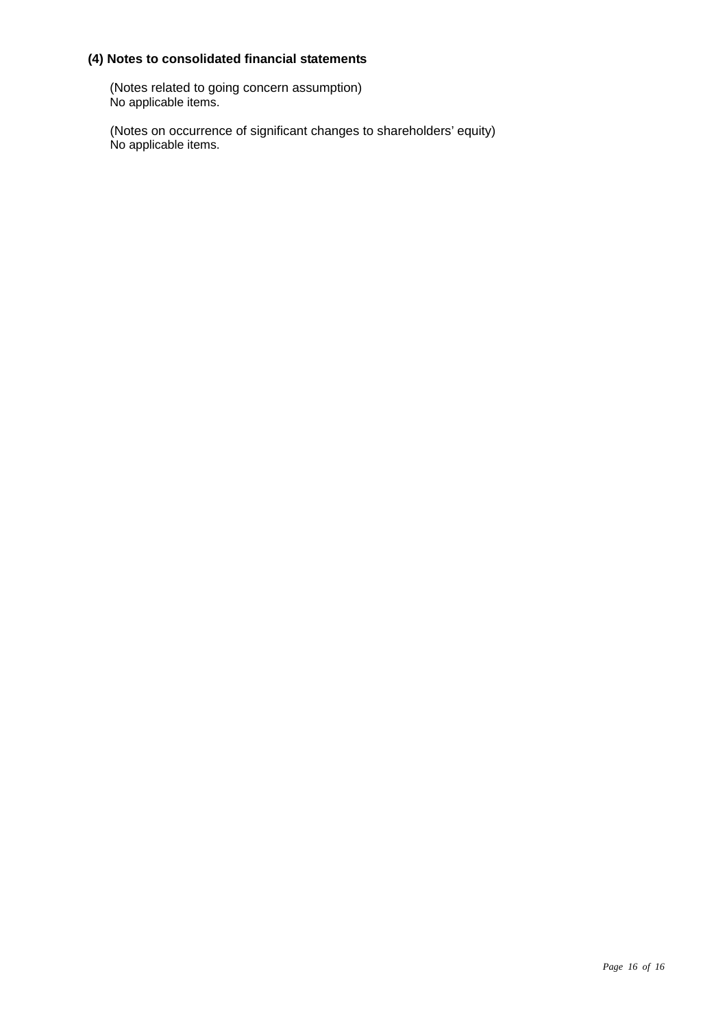### (4) Notes to consolidated financial statements

(Notes related to going concern assumption)
No applicable items.

(Notes on occurrence of significant changes to shareholders' equity)
No applicable items.